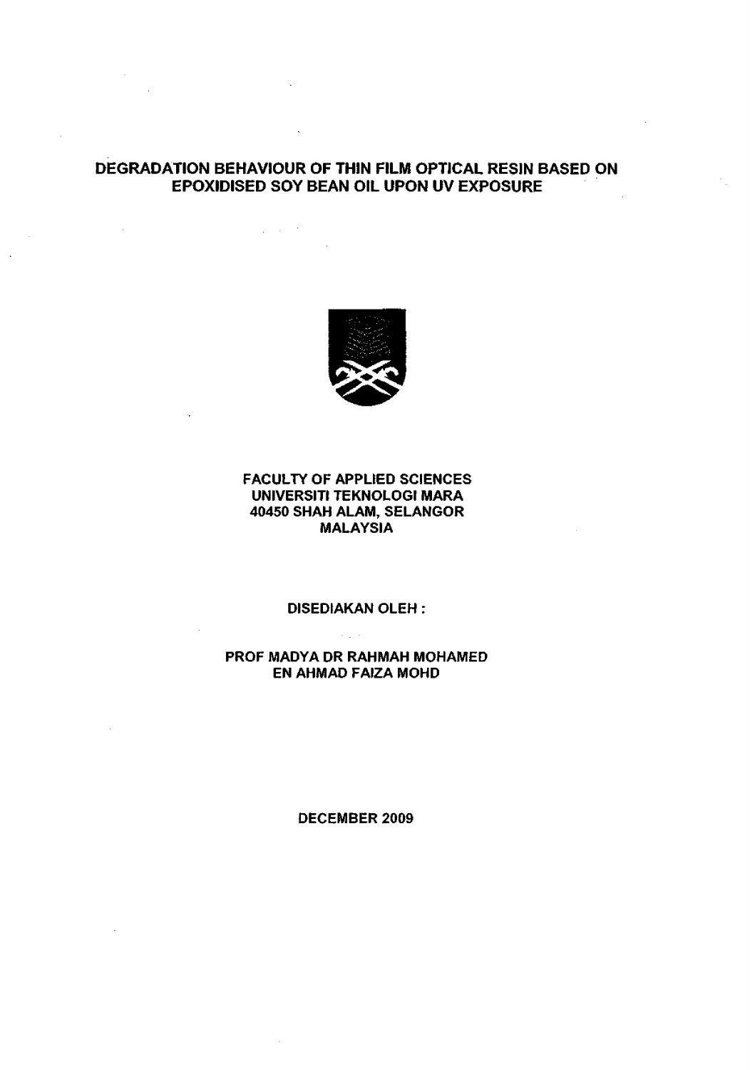# DEGRADATION BEHAVIOUR OF THIN FILM OPTICAL RESIN BASED ON EPOXIDISED SOY BEAN OIL UPON UV EXPOSURE

**FACULTY OF APPLIED SCIENCES**
**UNIVERSITI TEKNOLOGI MARA**
**40450 SHAH ALAM, SELANGOR**
**MALAYSIA**

**DISEDIAKAN OLEH :**

**PROF MADYA DR RAHMAH MOHAMED**
**EN AHMAD FAIZA MOHD**

**DECEMBER 2009**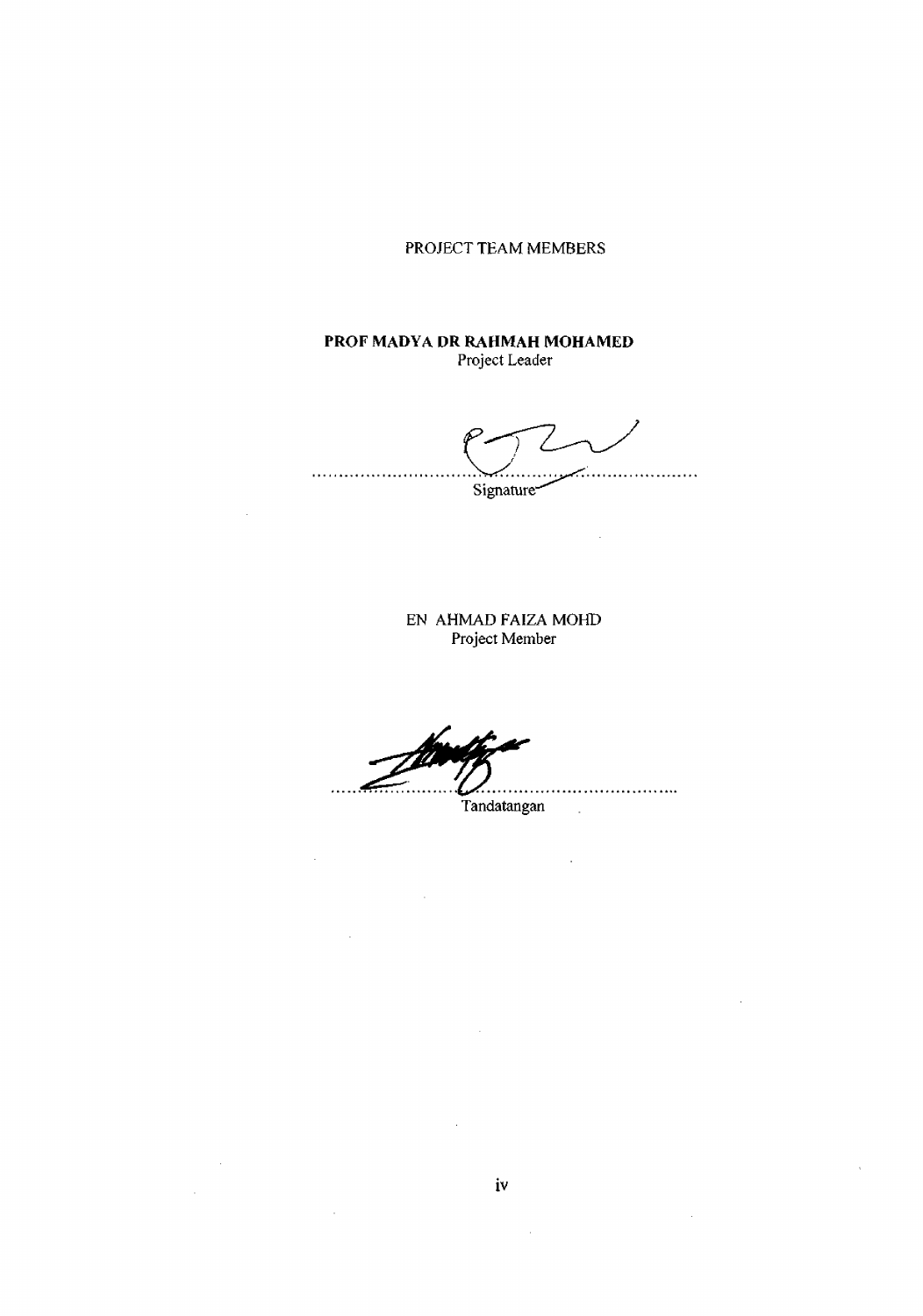PROJECT TEAM MEMBERS

**PROF MADYA DR RAHMAH MOHAMED**
Project Leader

.............................................................................
Signature

EN AHMAD FAIZA MOHD
Project Member

.............................................................................
Tandatangan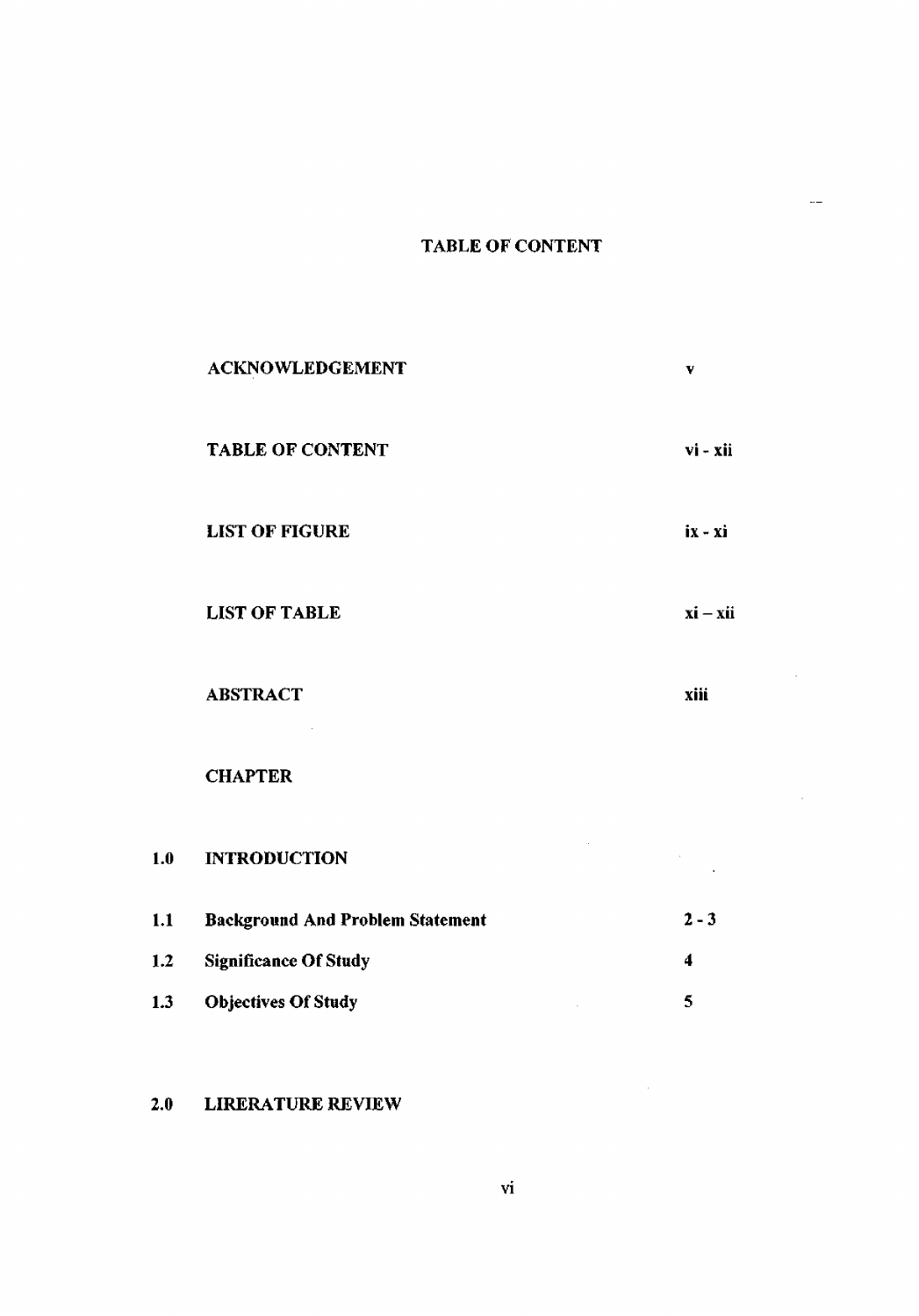# TABLE OF CONTENT

| | | |
|---|---|---|
| | **ACKNOWLEDGEMENT** | **v** |
| | **TABLE OF CONTENT** | **vi - xii** |
| | **LIST OF FIGURE** | **ix - xi** |
| | **LIST OF TABLE** | **xi – xii** |
| | **ABSTRACT** | **xiii** |
| | **CHAPTER** | |
| **1.0** | **INTRODUCTION** | |
| **1.1** | **Background And Problem Statement** | **2 - 3** |
| **1.2** | **Significance Of Study** | **4** |
| **1.3** | **Objectives Of Study** | **5** |
| **2.0** | **LIRERATURE REVIEW** | |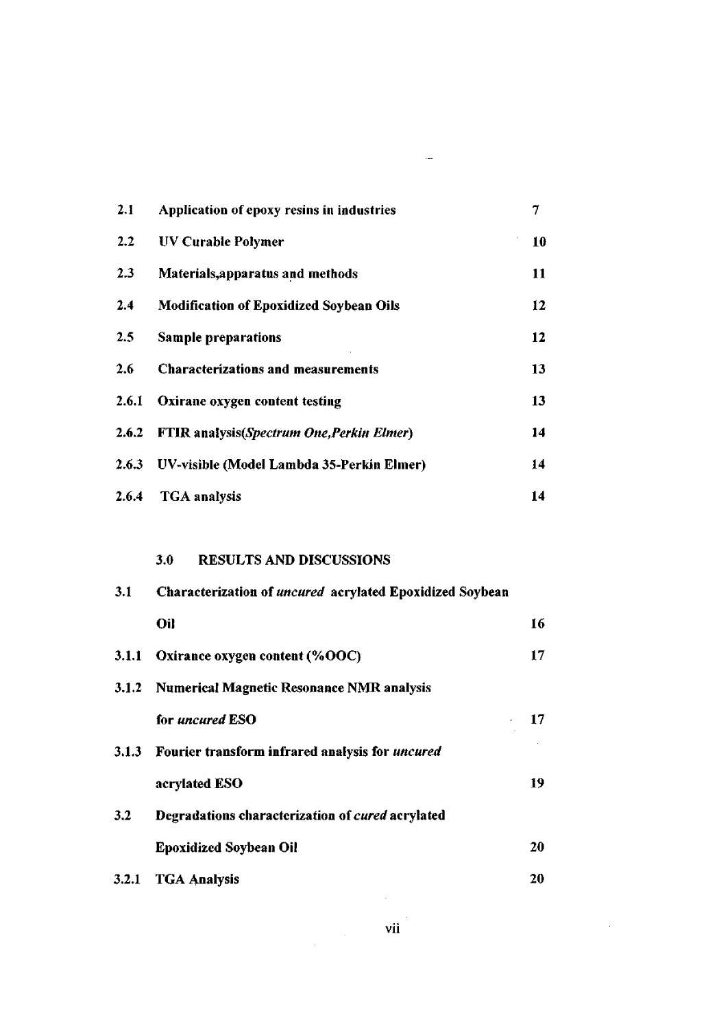| | | |
|---|---|---|
| **2.1** | **Application of epoxy resins in industries** | **7** |
| **2.2** | **UV Curable Polymer** | **10** |
| **2.3** | **Materials,apparatus and methods** | **11** |
| **2.4** | **Modification of Epoxidized Soybean Oils** | **12** |
| **2.5** | **Sample preparations** | **12** |
| **2.6** | **Characterizations and measurements** | **13** |
| **2.6.1** | **Oxirane oxygen content testing** | **13** |
| **2.6.2** | **FTIR analysis(*Spectrum One,Perkin Elmer*)** | **14** |
| **2.6.3** | **UV-visible (Model Lambda 35-Perkin Elmer)** | **14** |
| **2.6.4** | **TGA analysis** | **14** |

**3.0 RESULTS AND DISCUSSIONS**

| | | |
|---|---|---|
| **3.1** | **Characterization of *uncured* acrylated Epoxidized Soybean Oil** | **16** |
| **3.1.1** | **Oxirance oxygen content (%OOC)** | **17** |
| **3.1.2** | **Numerical Magnetic Resonance NMR analysis for *uncured* ESO** | **17** |
| **3.1.3** | **Fourier transform infrared analysis for *uncured* acrylated ESO** | **19** |
| **3.2** | **Degradations characterization of *cured* acrylated Epoxidized Soybean Oil** | **20** |
| **3.2.1** | **TGA Analysis** | **20** |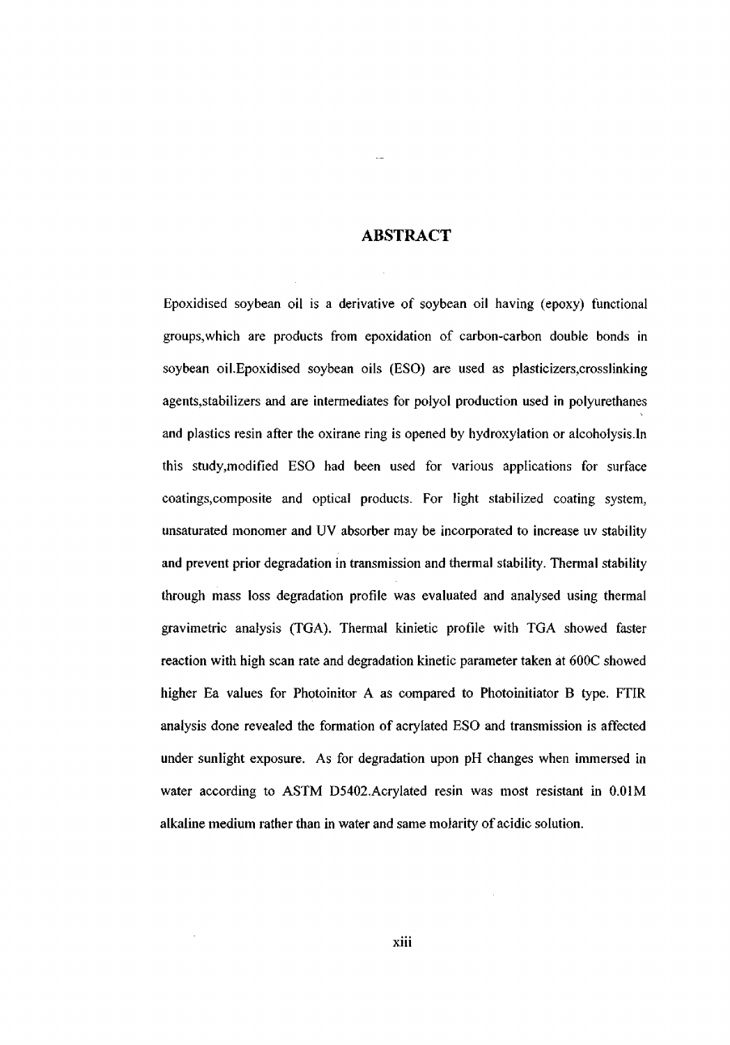## ABSTRACT

Epoxidised soybean oil is a derivative of soybean oil having (epoxy) functional groups,which are products from epoxidation of carbon-carbon double bonds in soybean oil.Epoxidised soybean oils (ESO) are used as plasticizers,crosslinking agents,stabilizers and are intermediates for polyol production used in polyurethanes and plastics resin after the oxirane ring is opened by hydroxylation or alcoholysis.In this study,modified ESO had been used for various applications for surface coatings,composite and optical products. For light stabilized coating system, unsaturated monomer and UV absorber may be incorporated to increase uv stability and prevent prior degradation in transmission and thermal stability. Thermal stability through mass loss degradation profile was evaluated and analysed using thermal gravimetric analysis (TGA). Thermal kinietic profile with TGA showed faster reaction with high scan rate and degradation kinetic parameter taken at 600C showed higher Ea values for Photoinitor A as compared to Photoinitiator B type. FTIR analysis done revealed the formation of acrylated ESO and transmission is affected under sunlight exposure. As for degradation upon pH changes when immersed in water according to ASTM D5402.Acrylated resin was most resistant in 0.01M alkaline medium rather than in water and same molarity of acidic solution.